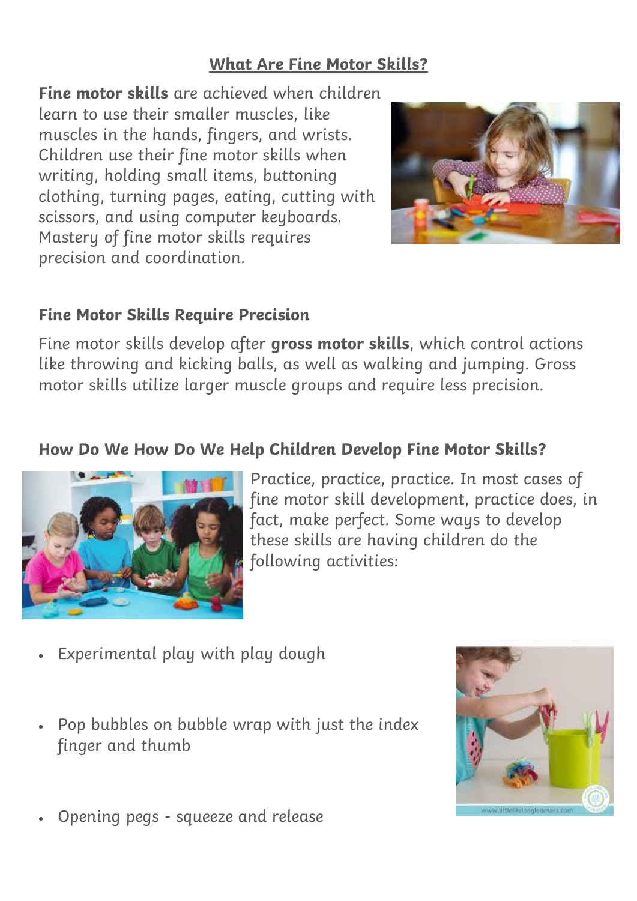## What Are Fine Motor Skills?

**Fine motor skills** are achieved when children learn to use their smaller muscles, like muscles in the hands, fingers, and wrists. Children use their fine motor skills when writing, holding small items, buttoning clothing, turning pages, eating, cutting with scissors, and using computer keyboards. Mastery of fine motor skills requires precision and coordination.

### Fine Motor Skills Require Precision

Fine motor skills develop after **gross motor skills**, which control actions like throwing and kicking balls, as well as walking and jumping. Gross motor skills utilize larger muscle groups and require less precision.

### How Do We How Do We Help Children Develop Fine Motor Skills?

Practice, practice, practice. In most cases of fine motor skill development, practice does, in fact, make perfect. Some ways to develop these skills are having children do the following activities:

- Experimental play with play dough
- Pop bubbles on bubble wrap with just the index finger and thumb
- Opening pegs - squeeze and release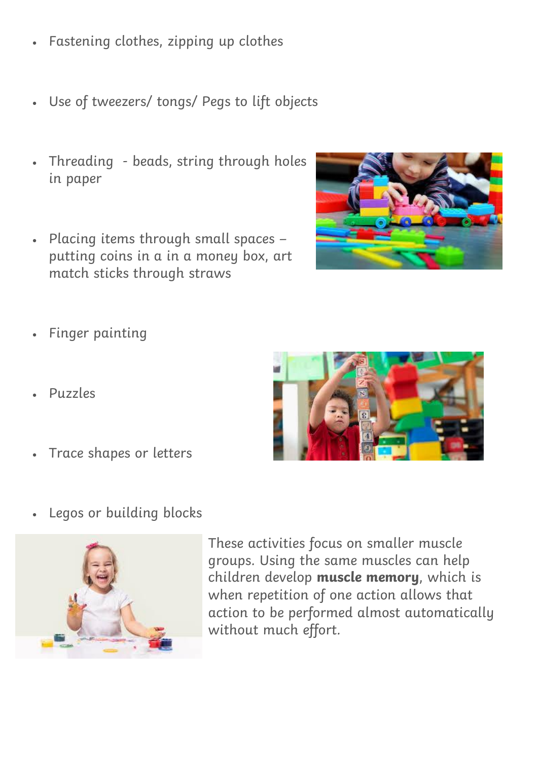- Fastening clothes, zipping up clothes
- Use of tweezers/ tongs/ Pegs to lift objects
- Threading - beads, string through holes in paper
- Placing items through small spaces – putting coins in a in a money box, art match sticks through straws
- Finger painting
- Puzzles
- Trace shapes or letters
- Legos or building blocks

These activities focus on smaller muscle groups. Using the same muscles can help children develop **muscle memory**, which is when repetition of one action allows that action to be performed almost automatically without much effort.